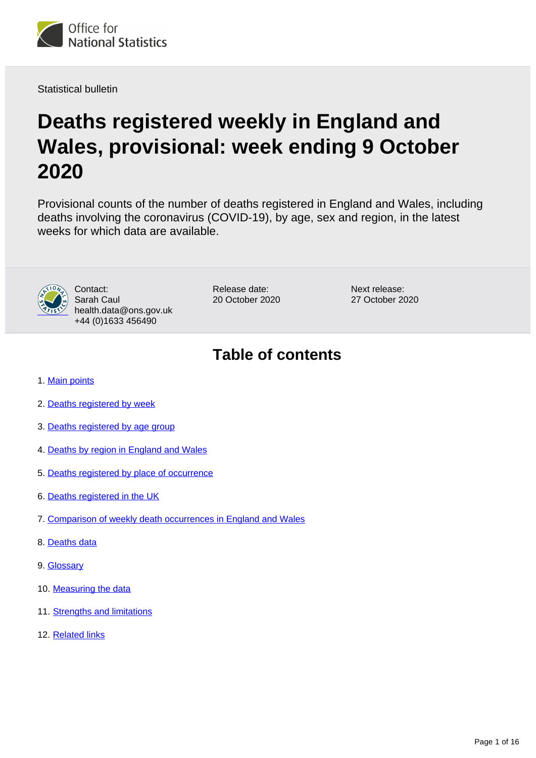Statistical bulletin

# Deaths registered weekly in England and Wales, provisional: week ending 9 October 2020

Provisional counts of the number of deaths registered in England and Wales, including deaths involving the coronavirus (COVID-19), by age, sex and region, in the latest weeks for which data are available.

Contact:
Sarah Caul
health.data@ons.gov.uk
+44 (0)1633 456490

Release date:
20 October 2020

Next release:
27 October 2020

## Table of contents

1. Main points
2. Deaths registered by week
3. Deaths registered by age group
4. Deaths by region in England and Wales
5. Deaths registered by place of occurrence
6. Deaths registered in the UK
7. Comparison of weekly death occurrences in England and Wales
8. Deaths data
9. Glossary
10. Measuring the data
11. Strengths and limitations
12. Related links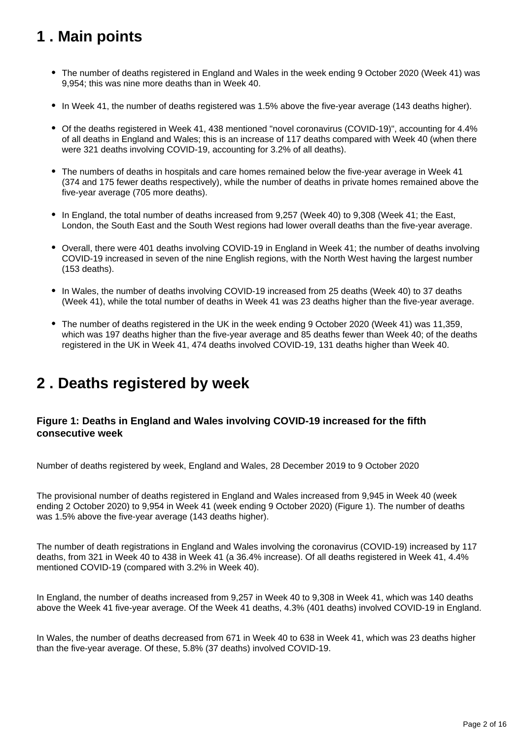## 1 . Main points

- The number of deaths registered in England and Wales in the week ending 9 October 2020 (Week 41) was 9,954; this was nine more deaths than in Week 40.
- In Week 41, the number of deaths registered was 1.5% above the five-year average (143 deaths higher).
- Of the deaths registered in Week 41, 438 mentioned "novel coronavirus (COVID-19)", accounting for 4.4% of all deaths in England and Wales; this is an increase of 117 deaths compared with Week 40 (when there were 321 deaths involving COVID-19, accounting for 3.2% of all deaths).
- The numbers of deaths in hospitals and care homes remained below the five-year average in Week 41 (374 and 175 fewer deaths respectively), while the number of deaths in private homes remained above the five-year average (705 more deaths).
- In England, the total number of deaths increased from 9,257 (Week 40) to 9,308 (Week 41; the East, London, the South East and the South West regions had lower overall deaths than the five-year average.
- Overall, there were 401 deaths involving COVID-19 in England in Week 41; the number of deaths involving COVID-19 increased in seven of the nine English regions, with the North West having the largest number (153 deaths).
- In Wales, the number of deaths involving COVID-19 increased from 25 deaths (Week 40) to 37 deaths (Week 41), while the total number of deaths in Week 41 was 23 deaths higher than the five-year average.
- The number of deaths registered in the UK in the week ending 9 October 2020 (Week 41) was 11,359, which was 197 deaths higher than the five-year average and 85 deaths fewer than Week 40; of the deaths registered in the UK in Week 41, 474 deaths involved COVID-19, 131 deaths higher than Week 40.

## 2 . Deaths registered by week

### Figure 1: Deaths in England and Wales involving COVID-19 increased for the fifth consecutive week

Number of deaths registered by week, England and Wales, 28 December 2019 to 9 October 2020

The provisional number of deaths registered in England and Wales increased from 9,945 in Week 40 (week ending 2 October 2020) to 9,954 in Week 41 (week ending 9 October 2020) (Figure 1). The number of deaths was 1.5% above the five-year average (143 deaths higher).

The number of death registrations in England and Wales involving the coronavirus (COVID-19) increased by 117 deaths, from 321 in Week 40 to 438 in Week 41 (a 36.4% increase). Of all deaths registered in Week 41, 4.4% mentioned COVID-19 (compared with 3.2% in Week 40).

In England, the number of deaths increased from 9,257 in Week 40 to 9,308 in Week 41, which was 140 deaths above the Week 41 five-year average. Of the Week 41 deaths, 4.3% (401 deaths) involved COVID-19 in England.

In Wales, the number of deaths decreased from 671 in Week 40 to 638 in Week 41, which was 23 deaths higher than the five-year average. Of these, 5.8% (37 deaths) involved COVID-19.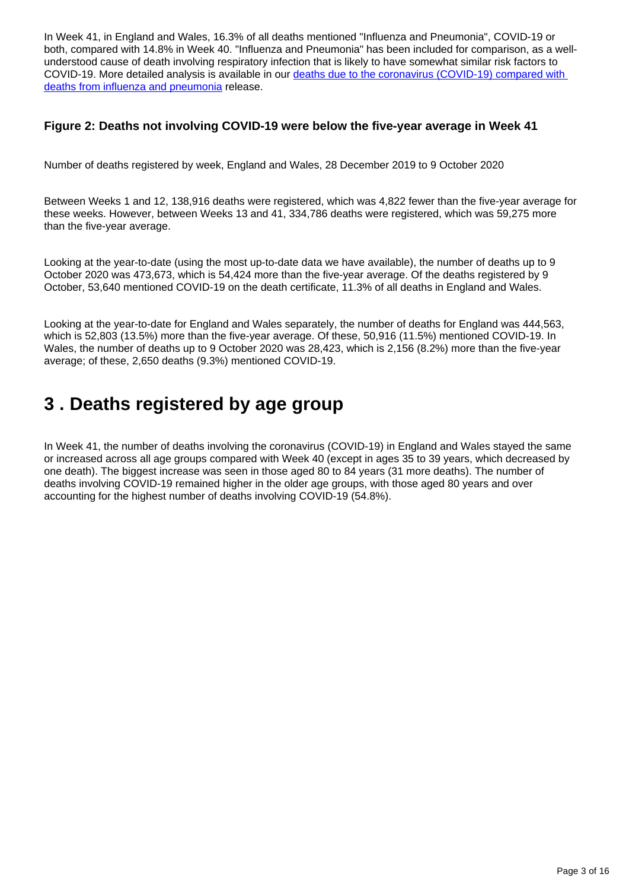In Week 41, in England and Wales, 16.3% of all deaths mentioned "Influenza and Pneumonia", COVID-19 or both, compared with 14.8% in Week 40. "Influenza and Pneumonia" has been included for comparison, as a well-understood cause of death involving respiratory infection that is likely to have somewhat similar risk factors to COVID-19. More detailed analysis is available in our [deaths due to the coronavirus (COVID-19) compared with deaths from influenza and pneumonia](#) release.

### Figure 2: Deaths not involving COVID-19 were below the five-year average in Week 41

Number of deaths registered by week, England and Wales, 28 December 2019 to 9 October 2020

Between Weeks 1 and 12, 138,916 deaths were registered, which was 4,822 fewer than the five-year average for these weeks. However, between Weeks 13 and 41, 334,786 deaths were registered, which was 59,275 more than the five-year average.

Looking at the year-to-date (using the most up-to-date data we have available), the number of deaths up to 9 October 2020 was 473,673, which is 54,424 more than the five-year average. Of the deaths registered by 9 October, 53,640 mentioned COVID-19 on the death certificate, 11.3% of all deaths in England and Wales.

Looking at the year-to-date for England and Wales separately, the number of deaths for England was 444,563, which is 52,803 (13.5%) more than the five-year average. Of these, 50,916 (11.5%) mentioned COVID-19. In Wales, the number of deaths up to 9 October 2020 was 28,423, which is 2,156 (8.2%) more than the five-year average; of these, 2,650 deaths (9.3%) mentioned COVID-19.

## 3 . Deaths registered by age group

In Week 41, the number of deaths involving the coronavirus (COVID-19) in England and Wales stayed the same or increased across all age groups compared with Week 40 (except in ages 35 to 39 years, which decreased by one death). The biggest increase was seen in those aged 80 to 84 years (31 more deaths). The number of deaths involving COVID-19 remained higher in the older age groups, with those aged 80 years and over accounting for the highest number of deaths involving COVID-19 (54.8%).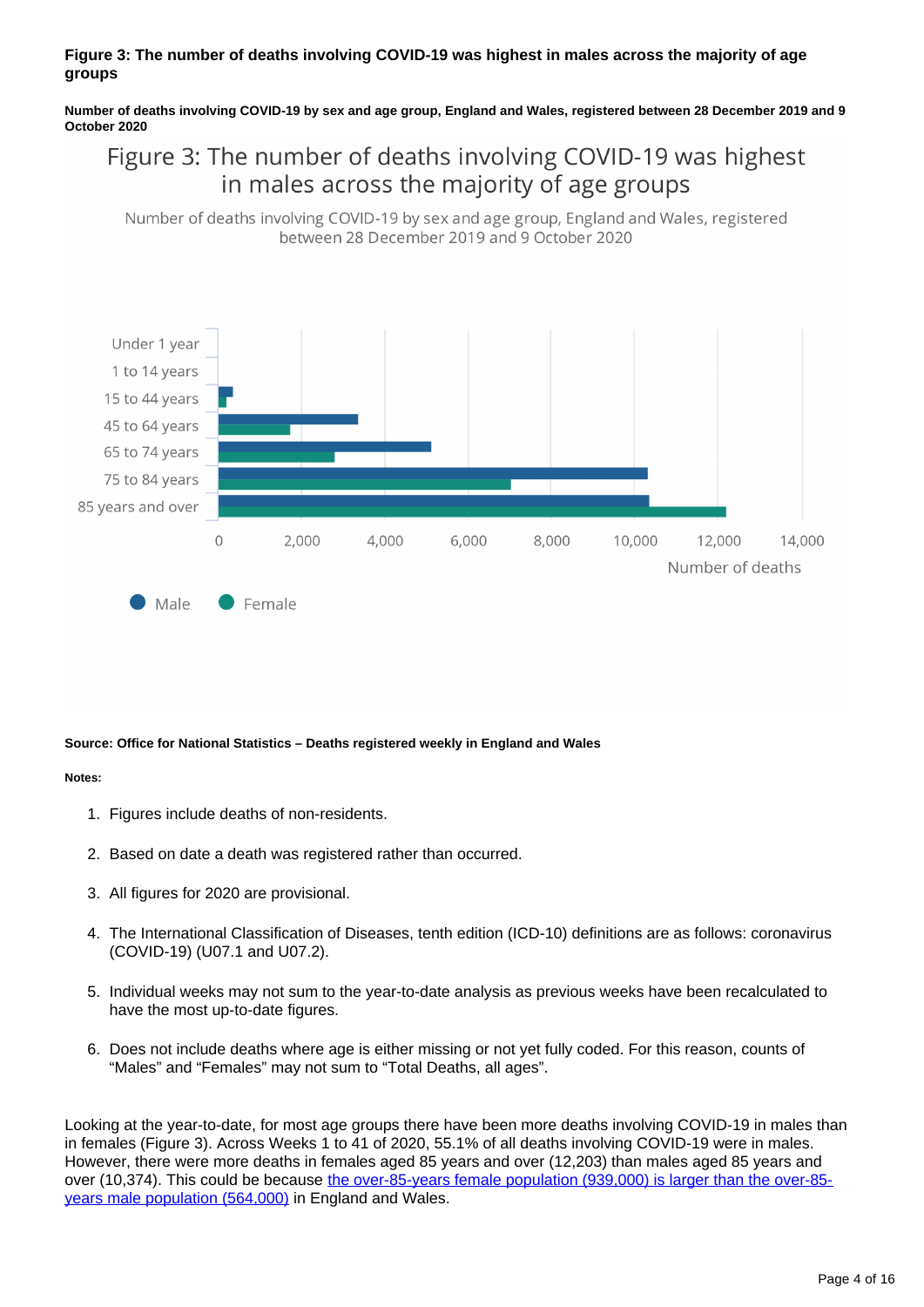**Figure 3: The number of deaths involving COVID-19 was highest in males across the majority of age groups**

**Number of deaths involving COVID-19 by sex and age group, England and Wales, registered between 28 December 2019 and 9 October 2020**

**Source: Office for National Statistics – Deaths registered weekly in England and Wales**

**Notes:**

1. Figures include deaths of non-residents.
2. Based on date a death was registered rather than occurred.
3. All figures for 2020 are provisional.
4. The International Classification of Diseases, tenth edition (ICD-10) definitions are as follows: coronavirus (COVID-19) (U07.1 and U07.2).
5. Individual weeks may not sum to the year-to-date analysis as previous weeks have been recalculated to have the most up-to-date figures.
6. Does not include deaths where age is either missing or not yet fully coded. For this reason, counts of "Males" and "Females" may not sum to "Total Deaths, all ages".

Looking at the year-to-date, for most age groups there have been more deaths involving COVID-19 in males than in females (Figure 3). Across Weeks 1 to 41 of 2020, 55.1% of all deaths involving COVID-19 were in males. However, there were more deaths in females aged 85 years and over (12,203) than males aged 85 years and over (10,374). This could be because [the over-85-years female population (939,000) is larger than the over-85-years male population (564,000)] in England and Wales.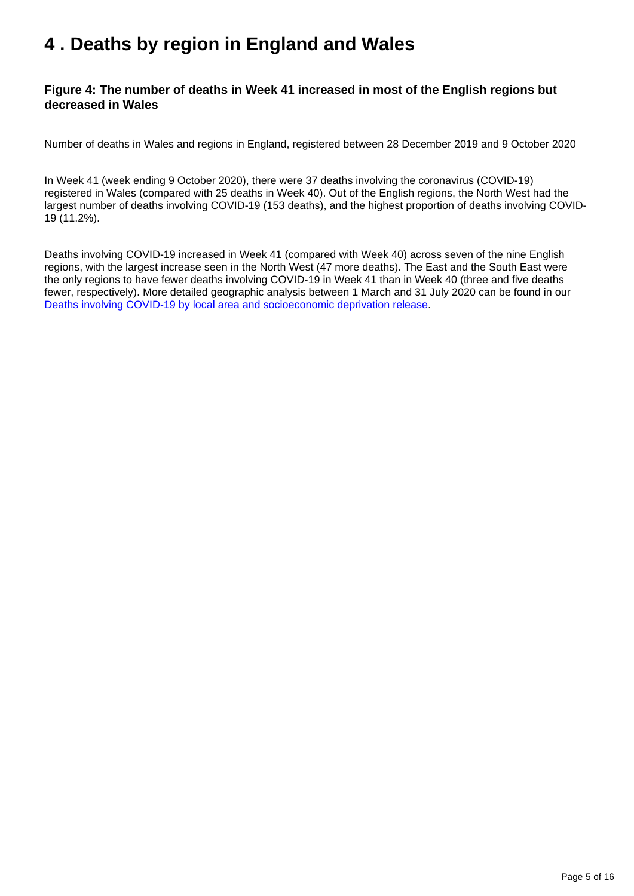# 4 . Deaths by region in England and Wales

### Figure 4: The number of deaths in Week 41 increased in most of the English regions but decreased in Wales

Number of deaths in Wales and regions in England, registered between 28 December 2019 and 9 October 2020

In Week 41 (week ending 9 October 2020), there were 37 deaths involving the coronavirus (COVID-19) registered in Wales (compared with 25 deaths in Week 40). Out of the English regions, the North West had the largest number of deaths involving COVID-19 (153 deaths), and the highest proportion of deaths involving COVID-19 (11.2%).

Deaths involving COVID-19 increased in Week 41 (compared with Week 40) across seven of the nine English regions, with the largest increase seen in the North West (47 more deaths). The East and the South East were the only regions to have fewer deaths involving COVID-19 in Week 41 than in Week 40 (three and five deaths fewer, respectively). More detailed geographic analysis between 1 March and 31 July 2020 can be found in our [Deaths involving COVID-19 by local area and socioeconomic deprivation release](Deaths involving COVID-19 by local area and socioeconomic deprivation release).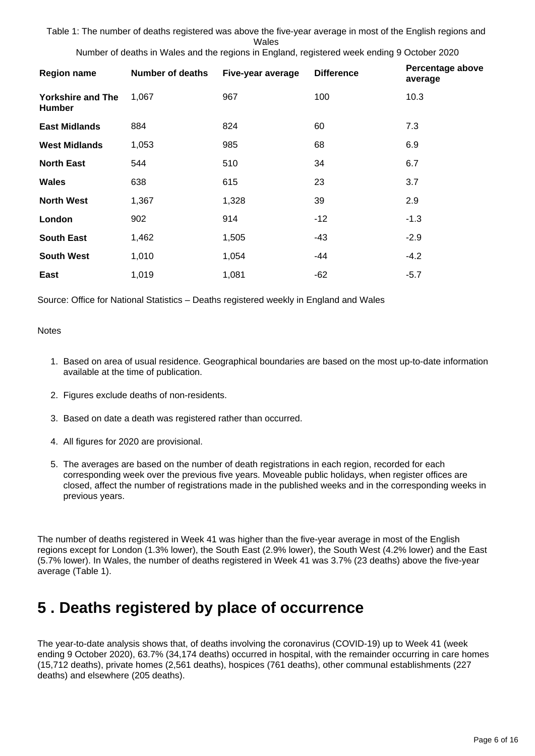Table 1: The number of deaths registered was above the five-year average in most of the English regions and Wales

Number of deaths in Wales and the regions in England, registered week ending 9 October 2020

| Region name | Number of deaths | Five-year average | Difference | Percentage above average |
|---|---|---|---|---|
| **Yorkshire and The Humber** | 1,067 | 967 | 100 | 10.3 |
| **East Midlands** | 884 | 824 | 60 | 7.3 |
| **West Midlands** | 1,053 | 985 | 68 | 6.9 |
| **North East** | 544 | 510 | 34 | 6.7 |
| **Wales** | 638 | 615 | 23 | 3.7 |
| **North West** | 1,367 | 1,328 | 39 | 2.9 |
| **London** | 902 | 914 | -12 | -1.3 |
| **South East** | 1,462 | 1,505 | -43 | -2.9 |
| **South West** | 1,010 | 1,054 | -44 | -4.2 |
| **East** | 1,019 | 1,081 | -62 | -5.7 |

Source: Office for National Statistics – Deaths registered weekly in England and Wales

Notes

1. Based on area of usual residence. Geographical boundaries are based on the most up-to-date information available at the time of publication.
2. Figures exclude deaths of non-residents.
3. Based on date a death was registered rather than occurred.
4. All figures for 2020 are provisional.
5. The averages are based on the number of death registrations in each region, recorded for each corresponding week over the previous five years. Moveable public holidays, when register offices are closed, affect the number of registrations made in the published weeks and in the corresponding weeks in previous years.

The number of deaths registered in Week 41 was higher than the five-year average in most of the English regions except for London (1.3% lower), the South East (2.9% lower), the South West (4.2% lower) and the East (5.7% lower). In Wales, the number of deaths registered in Week 41 was 3.7% (23 deaths) above the five-year average (Table 1).

# 5 . Deaths registered by place of occurrence

The year-to-date analysis shows that, of deaths involving the coronavirus (COVID-19) up to Week 41 (week ending 9 October 2020), 63.7% (34,174 deaths) occurred in hospital, with the remainder occurring in care homes (15,712 deaths), private homes (2,561 deaths), hospices (761 deaths), other communal establishments (227 deaths) and elsewhere (205 deaths).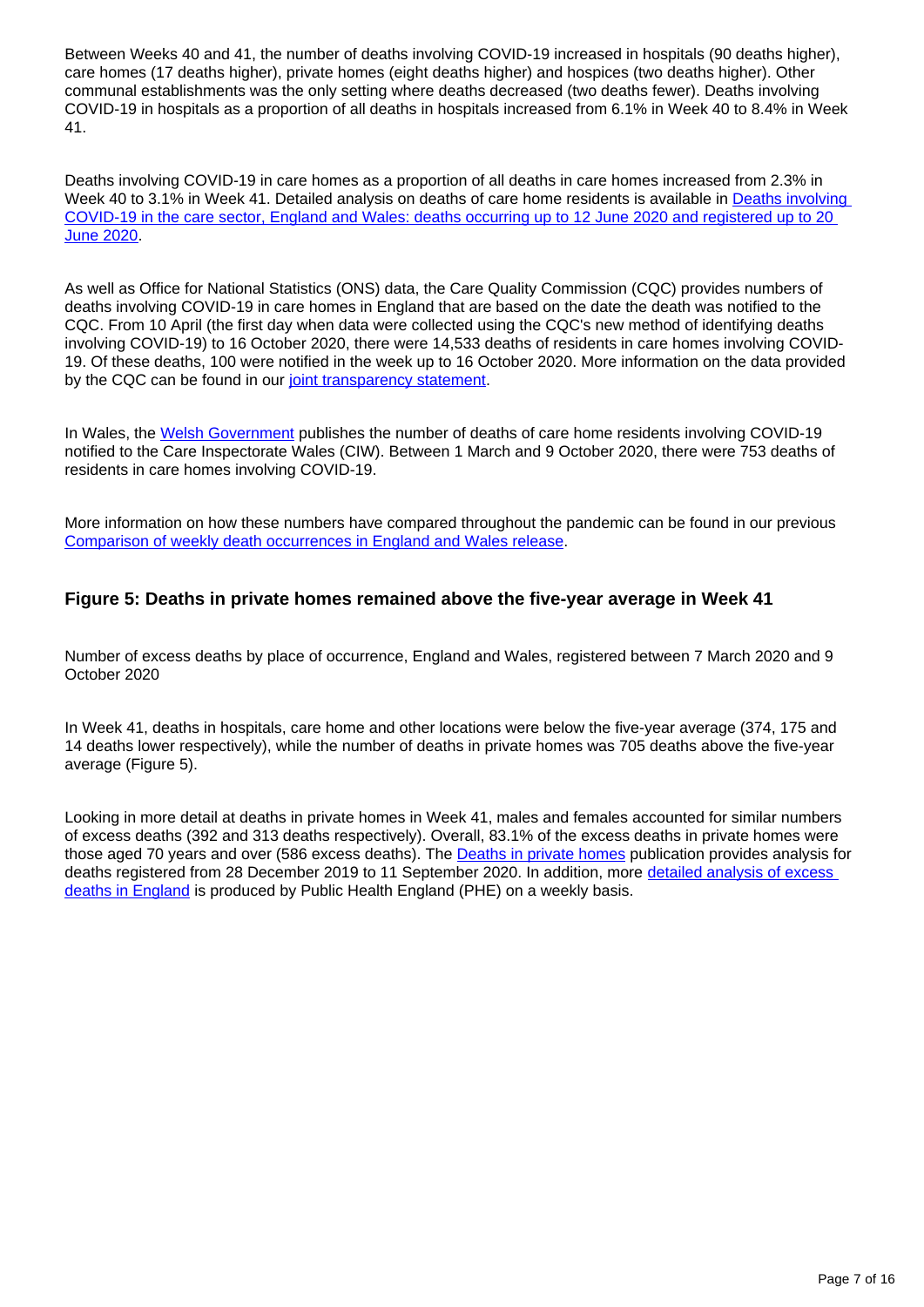Between Weeks 40 and 41, the number of deaths involving COVID-19 increased in hospitals (90 deaths higher), care homes (17 deaths higher), private homes (eight deaths higher) and hospices (two deaths higher). Other communal establishments was the only setting where deaths decreased (two deaths fewer). Deaths involving COVID-19 in hospitals as a proportion of all deaths in hospitals increased from 6.1% in Week 40 to 8.4% in Week 41.

Deaths involving COVID-19 in care homes as a proportion of all deaths in care homes increased from 2.3% in Week 40 to 3.1% in Week 41. Detailed analysis on deaths of care home residents is available in Deaths involving COVID-19 in the care sector, England and Wales: deaths occurring up to 12 June 2020 and registered up to 20 June 2020.

As well as Office for National Statistics (ONS) data, the Care Quality Commission (CQC) provides numbers of deaths involving COVID-19 in care homes in England that are based on the date the death was notified to the CQC. From 10 April (the first day when data were collected using the CQC's new method of identifying deaths involving COVID-19) to 16 October 2020, there were 14,533 deaths of residents in care homes involving COVID-19. Of these deaths, 100 were notified in the week up to 16 October 2020. More information on the data provided by the CQC can be found in our joint transparency statement.

In Wales, the Welsh Government publishes the number of deaths of care home residents involving COVID-19 notified to the Care Inspectorate Wales (CIW). Between 1 March and 9 October 2020, there were 753 deaths of residents in care homes involving COVID-19.

More information on how these numbers have compared throughout the pandemic can be found in our previous Comparison of weekly death occurrences in England and Wales release.

### Figure 5: Deaths in private homes remained above the five-year average in Week 41

Number of excess deaths by place of occurrence, England and Wales, registered between 7 March 2020 and 9 October 2020

In Week 41, deaths in hospitals, care home and other locations were below the five-year average (374, 175 and 14 deaths lower respectively), while the number of deaths in private homes was 705 deaths above the five-year average (Figure 5).

Looking in more detail at deaths in private homes in Week 41, males and females accounted for similar numbers of excess deaths (392 and 313 deaths respectively). Overall, 83.1% of the excess deaths in private homes were those aged 70 years and over (586 excess deaths). The Deaths in private homes publication provides analysis for deaths registered from 28 December 2019 to 11 September 2020. In addition, more detailed analysis of excess deaths in England is produced by Public Health England (PHE) on a weekly basis.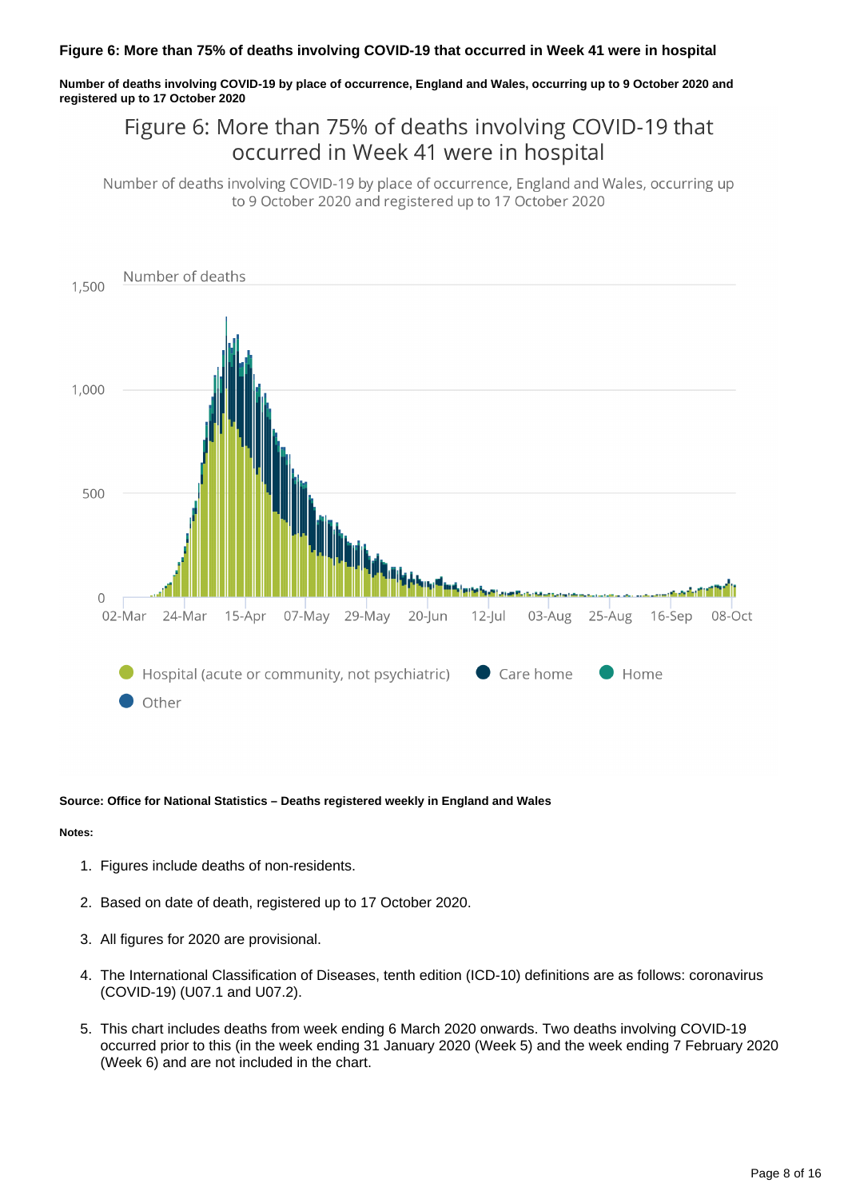**Figure 6: More than 75% of deaths involving COVID-19 that occurred in Week 41 were in hospital**

**Number of deaths involving COVID-19 by place of occurrence, England and Wales, occurring up to 9 October 2020 and registered up to 17 October 2020**

**Source: Office for National Statistics – Deaths registered weekly in England and Wales**

**Notes:**

1. Figures include deaths of non-residents.
2. Based on date of death, registered up to 17 October 2020.
3. All figures for 2020 are provisional.
4. The International Classification of Diseases, tenth edition (ICD-10) definitions are as follows: coronavirus (COVID-19) (U07.1 and U07.2).
5. This chart includes deaths from week ending 6 March 2020 onwards. Two deaths involving COVID-19 occurred prior to this (in the week ending 31 January 2020 (Week 5) and the week ending 7 February 2020 (Week 6) and are not included in the chart.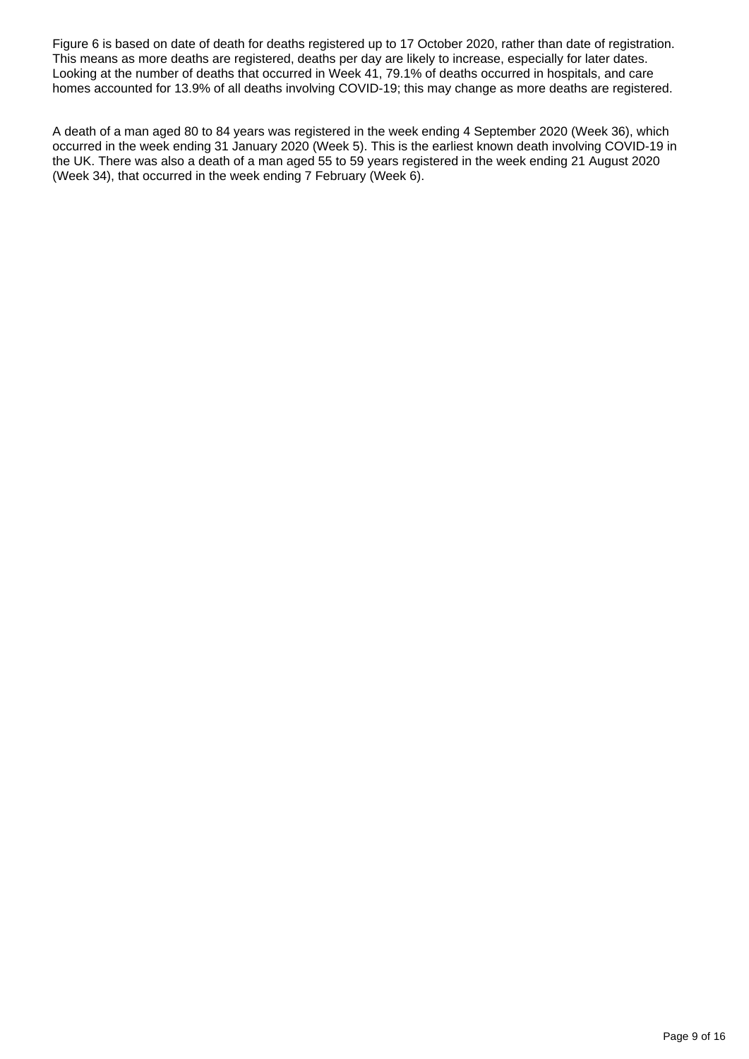Figure 6 is based on date of death for deaths registered up to 17 October 2020, rather than date of registration. This means as more deaths are registered, deaths per day are likely to increase, especially for later dates. Looking at the number of deaths that occurred in Week 41, 79.1% of deaths occurred in hospitals, and care homes accounted for 13.9% of all deaths involving COVID-19; this may change as more deaths are registered.

A death of a man aged 80 to 84 years was registered in the week ending 4 September 2020 (Week 36), which occurred in the week ending 31 January 2020 (Week 5). This is the earliest known death involving COVID-19 in the UK. There was also a death of a man aged 55 to 59 years registered in the week ending 21 August 2020 (Week 34), that occurred in the week ending 7 February (Week 6).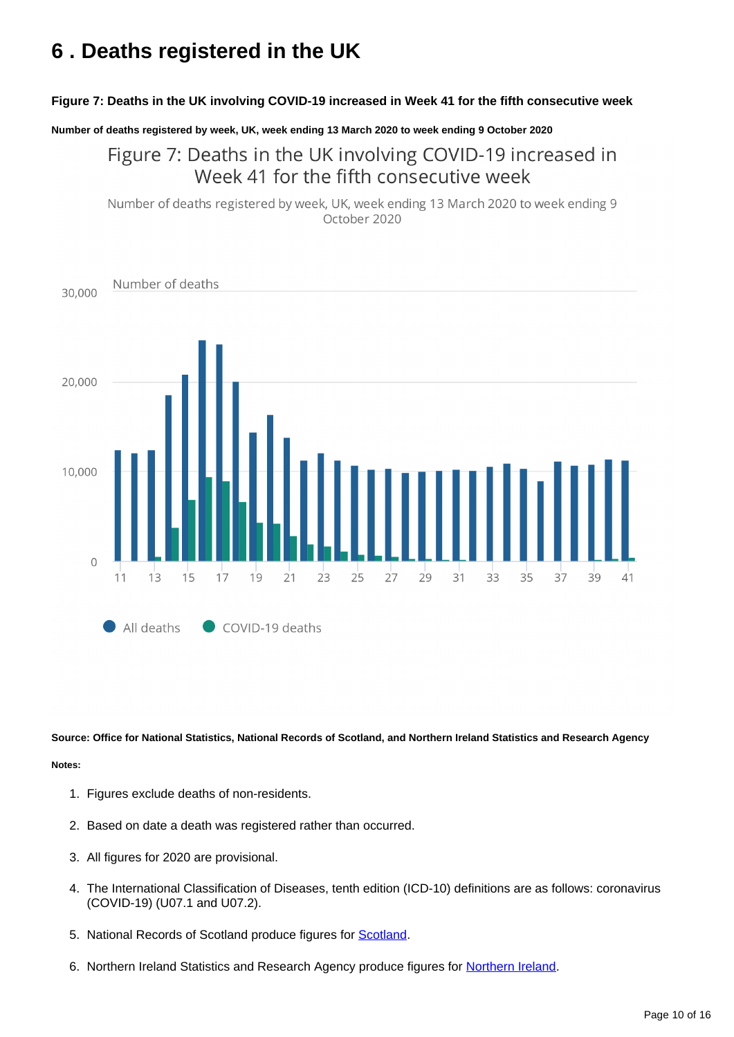# 6 . Deaths registered in the UK

**Figure 7: Deaths in the UK involving COVID-19 increased in Week 41 for the fifth consecutive week**

**Number of deaths registered by week, UK, week ending 13 March 2020 to week ending 9 October 2020**

**Source: Office for National Statistics, National Records of Scotland, and Northern Ireland Statistics and Research Agency**

**Notes:**

1. Figures exclude deaths of non-residents.
2. Based on date a death was registered rather than occurred.
3. All figures for 2020 are provisional.
4. The International Classification of Diseases, tenth edition (ICD-10) definitions are as follows: coronavirus (COVID-19) (U07.1 and U07.2).
5. National Records of Scotland produce figures for Scotland.
6. Northern Ireland Statistics and Research Agency produce figures for Northern Ireland.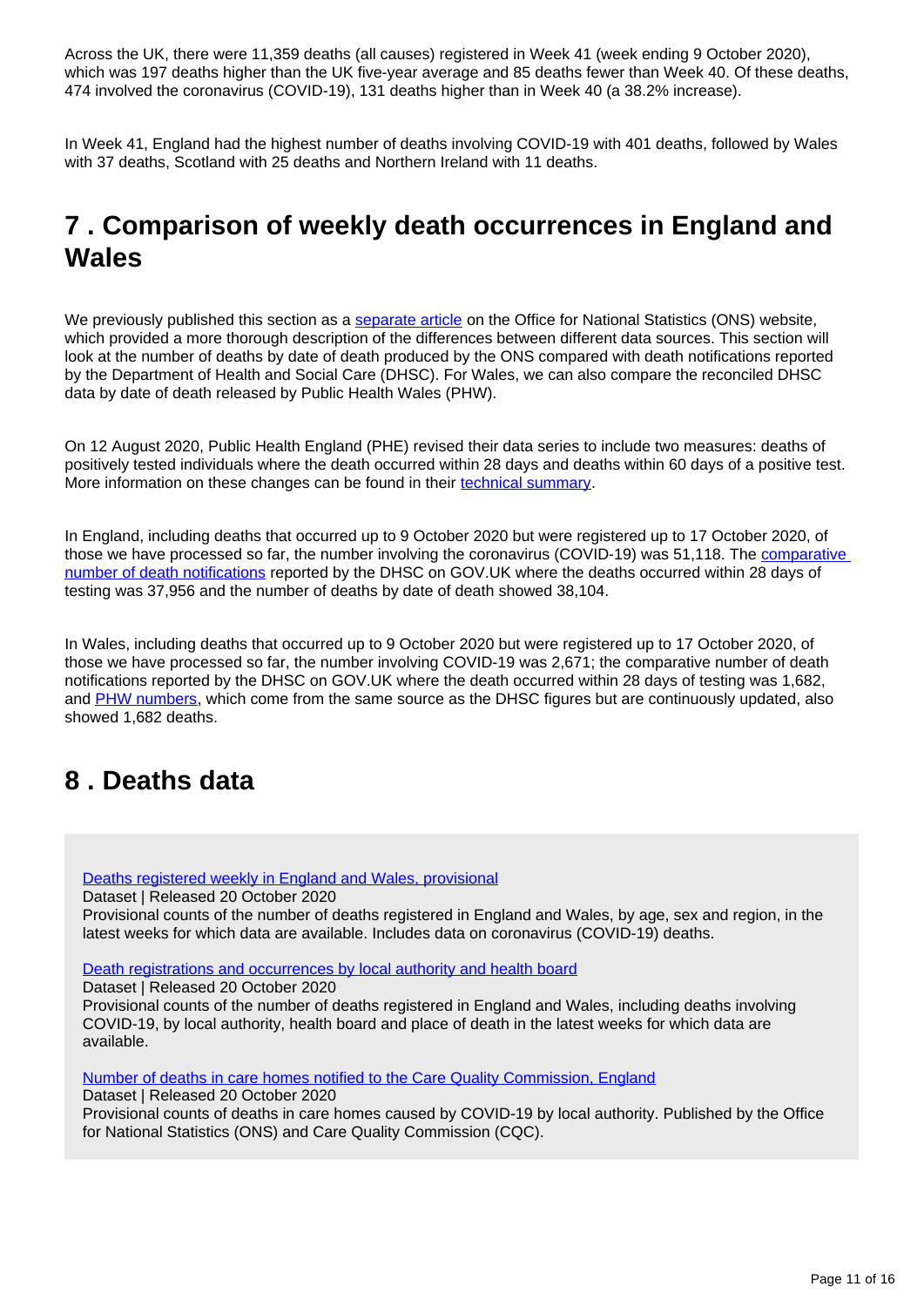Across the UK, there were 11,359 deaths (all causes) registered in Week 41 (week ending 9 October 2020), which was 197 deaths higher than the UK five-year average and 85 deaths fewer than Week 40. Of these deaths, 474 involved the coronavirus (COVID-19), 131 deaths higher than in Week 40 (a 38.2% increase).

In Week 41, England had the highest number of deaths involving COVID-19 with 401 deaths, followed by Wales with 37 deaths, Scotland with 25 deaths and Northern Ireland with 11 deaths.

## 7 . Comparison of weekly death occurrences in England and Wales

We previously published this section as a separate article on the Office for National Statistics (ONS) website, which provided a more thorough description of the differences between different data sources. This section will look at the number of deaths by date of death produced by the ONS compared with death notifications reported by the Department of Health and Social Care (DHSC). For Wales, we can also compare the reconciled DHSC data by date of death released by Public Health Wales (PHW).

On 12 August 2020, Public Health England (PHE) revised their data series to include two measures: deaths of positively tested individuals where the death occurred within 28 days and deaths within 60 days of a positive test. More information on these changes can be found in their technical summary.

In England, including deaths that occurred up to 9 October 2020 but were registered up to 17 October 2020, of those we have processed so far, the number involving the coronavirus (COVID-19) was 51,118. The comparative number of death notifications reported by the DHSC on GOV.UK where the deaths occurred within 28 days of testing was 37,956 and the number of deaths by date of death showed 38,104.

In Wales, including deaths that occurred up to 9 October 2020 but were registered up to 17 October 2020, of those we have processed so far, the number involving COVID-19 was 2,671; the comparative number of death notifications reported by the DHSC on GOV.UK where the death occurred within 28 days of testing was 1,682, and PHW numbers, which come from the same source as the DHSC figures but are continuously updated, also showed 1,682 deaths.

## 8 . Deaths data

Deaths registered weekly in England and Wales, provisional
Dataset | Released 20 October 2020
Provisional counts of the number of deaths registered in England and Wales, by age, sex and region, in the latest weeks for which data are available. Includes data on coronavirus (COVID-19) deaths.

Death registrations and occurrences by local authority and health board
Dataset | Released 20 October 2020
Provisional counts of the number of deaths registered in England and Wales, including deaths involving COVID-19, by local authority, health board and place of death in the latest weeks for which data are available.

Number of deaths in care homes notified to the Care Quality Commission, England
Dataset | Released 20 October 2020
Provisional counts of deaths in care homes caused by COVID-19 by local authority. Published by the Office for National Statistics (ONS) and Care Quality Commission (CQC).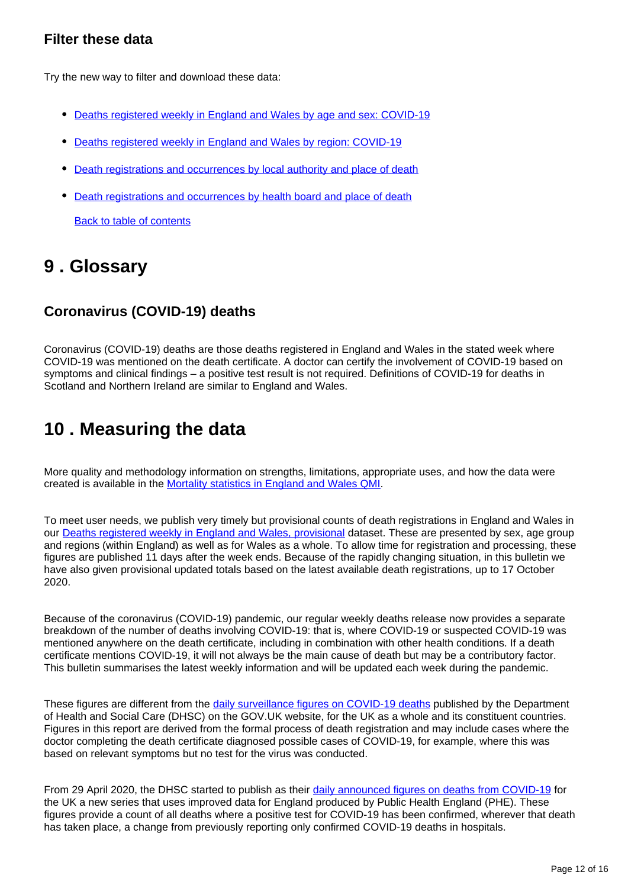### Filter these data

Try the new way to filter and download these data:

- Deaths registered weekly in England and Wales by age and sex: COVID-19
- Deaths registered weekly in England and Wales by region: COVID-19
- Death registrations and occurrences by local authority and place of death
- Death registrations and occurrences by health board and place of death

  Back to table of contents

## 9 . Glossary

### Coronavirus (COVID-19) deaths

Coronavirus (COVID-19) deaths are those deaths registered in England and Wales in the stated week where COVID-19 was mentioned on the death certificate. A doctor can certify the involvement of COVID-19 based on symptoms and clinical findings – a positive test result is not required. Definitions of COVID-19 for deaths in Scotland and Northern Ireland are similar to England and Wales.

## 10 . Measuring the data

More quality and methodology information on strengths, limitations, appropriate uses, and how the data were created is available in the Mortality statistics in England and Wales QMI.

To meet user needs, we publish very timely but provisional counts of death registrations in England and Wales in our Deaths registered weekly in England and Wales, provisional dataset. These are presented by sex, age group and regions (within England) as well as for Wales as a whole. To allow time for registration and processing, these figures are published 11 days after the week ends. Because of the rapidly changing situation, in this bulletin we have also given provisional updated totals based on the latest available death registrations, up to 17 October 2020.

Because of the coronavirus (COVID-19) pandemic, our regular weekly deaths release now provides a separate breakdown of the number of deaths involving COVID-19: that is, where COVID-19 or suspected COVID-19 was mentioned anywhere on the death certificate, including in combination with other health conditions. If a death certificate mentions COVID-19, it will not always be the main cause of death but may be a contributory factor. This bulletin summarises the latest weekly information and will be updated each week during the pandemic.

These figures are different from the daily surveillance figures on COVID-19 deaths published by the Department of Health and Social Care (DHSC) on the GOV.UK website, for the UK as a whole and its constituent countries. Figures in this report are derived from the formal process of death registration and may include cases where the doctor completing the death certificate diagnosed possible cases of COVID-19, for example, where this was based on relevant symptoms but no test for the virus was conducted.

From 29 April 2020, the DHSC started to publish as their daily announced figures on deaths from COVID-19 for the UK a new series that uses improved data for England produced by Public Health England (PHE). These figures provide a count of all deaths where a positive test for COVID-19 has been confirmed, wherever that death has taken place, a change from previously reporting only confirmed COVID-19 deaths in hospitals.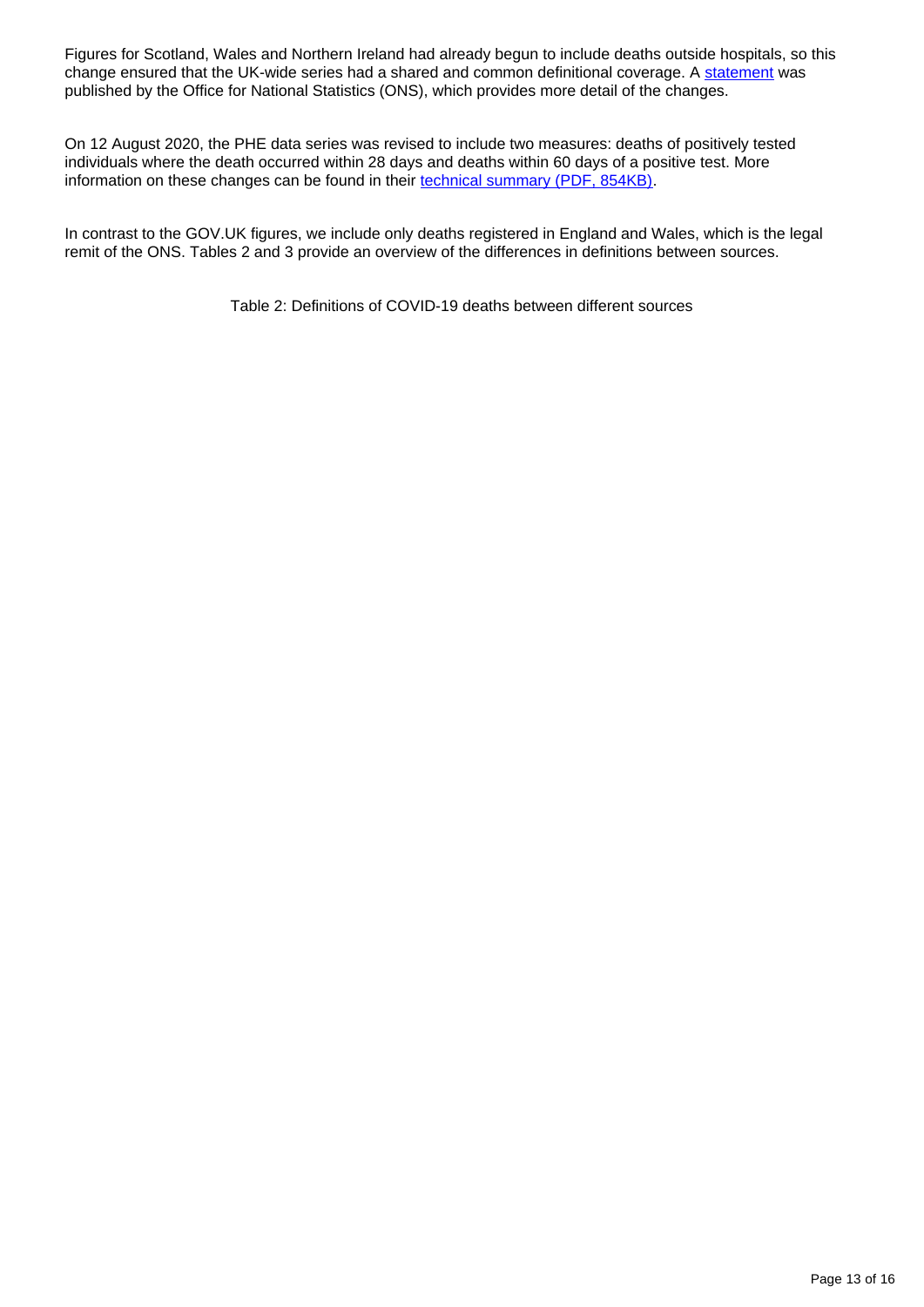Figures for Scotland, Wales and Northern Ireland had already begun to include deaths outside hospitals, so this change ensured that the UK-wide series had a shared and common definitional coverage. A statement was published by the Office for National Statistics (ONS), which provides more detail of the changes.

On 12 August 2020, the PHE data series was revised to include two measures: deaths of positively tested individuals where the death occurred within 28 days and deaths within 60 days of a positive test. More information on these changes can be found in their technical summary (PDF, 854KB).

In contrast to the GOV.UK figures, we include only deaths registered in England and Wales, which is the legal remit of the ONS. Tables 2 and 3 provide an overview of the differences in definitions between sources.

Table 2: Definitions of COVID-19 deaths between different sources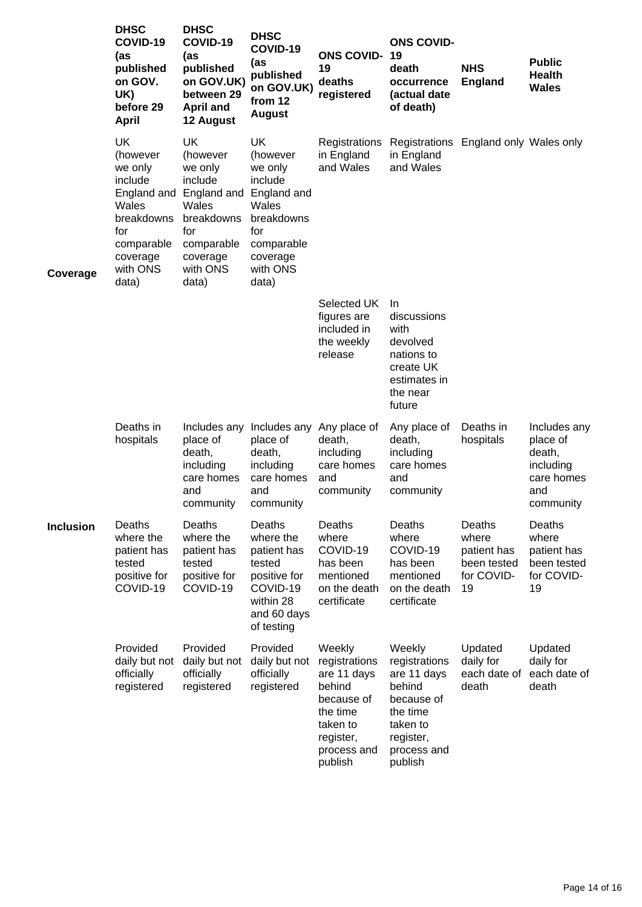| | DHSC COVID-19 (as published on GOV.UK) before 29 April | DHSC COVID-19 (as published on GOV.UK) between 29 April and 12 August | DHSC COVID-19 (as published on GOV.UK) from 12 August | ONS COVID-19 deaths registered | ONS COVID-19 death occurrence (actual date of death) | NHS England | Public Health Wales |
|---|---|---|---|---|---|---|---|
| Coverage | UK (however we only include England and Wales breakdowns for comparable coverage with ONS data) | UK (however we only include England and Wales breakdowns for comparable coverage with ONS data) | UK (however we only include England and Wales breakdowns for comparable coverage with ONS data) | Registrations in England and Wales | Registrations in England and Wales | England only | Wales only |
| | | | | Selected UK figures are included in the weekly release | In discussions with devolved nations to create UK estimates in the near future | | |
| Inclusion | Deaths in hospitals | Includes any place of death, including care homes and community | Includes any place of death, including care homes and community | Any place of death, including care homes and community | Any place of death, including care homes and community | Deaths in hospitals | Includes any place of death, including care homes and community |
| | Deaths where the patient has tested positive for COVID-19 | Deaths where the patient has tested positive for COVID-19 | Deaths where the patient has tested positive for COVID-19 within 28 and 60 days of testing | Deaths where COVID-19 has been mentioned on the death certificate | Deaths where COVID-19 has been mentioned on the death certificate | Deaths where patient has been tested for COVID-19 | Deaths where patient has been tested for COVID-19 |
| | Provided daily but not officially registered | Provided daily but not officially registered | Provided daily but not officially registered | Weekly registrations are 11 days behind because of the time taken to register, process and publish | Weekly registrations are 11 days behind because of the time taken to register, process and publish | Updated daily for each date of death | Updated daily for each date of death |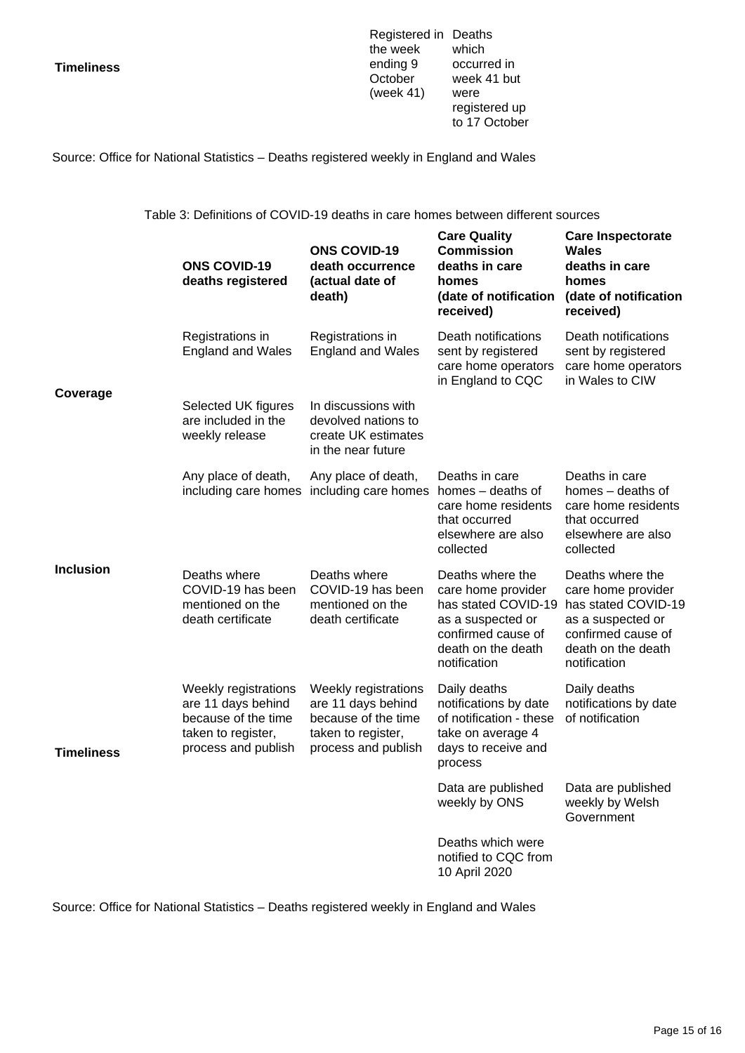| | | |
|---|---|---|
| **Timeliness** | Registered in the week ending 9 October (week 41) | Deaths which occurred in week 41 but were registered up to 17 October |

Source: Office for National Statistics – Deaths registered weekly in England and Wales

Table 3: Definitions of COVID-19 deaths in care homes between different sources

| | **ONS COVID-19 deaths registered** | **ONS COVID-19 death occurrence (actual date of death)** | **Care Quality Commission deaths in care homes (date of notification received)** | **Care Inspectorate Wales deaths in care homes (date of notification received)** |
|---|---|---|---|---|
| **Coverage** | Registrations in England and Wales | Registrations in England and Wales | Death notifications sent by registered care home operators in England to CQC | Death notifications sent by registered care home operators in Wales to CIW |
| | Selected UK figures are included in the weekly release | In discussions with devolved nations to create UK estimates in the near future | | |
| **Inclusion** | Any place of death, including care homes | Any place of death, including care homes | Deaths in care homes – deaths of care home residents that occurred elsewhere are also collected | Deaths in care homes – deaths of care home residents that occurred elsewhere are also collected |
| | Deaths where COVID-19 has been mentioned on the death certificate | Deaths where COVID-19 has been mentioned on the death certificate | Deaths where the care home provider has stated COVID-19 as a suspected or confirmed cause of death on the death notification | Deaths where the care home provider has stated COVID-19 as a suspected or confirmed cause of death on the death notification |
| **Timeliness** | Weekly registrations are 11 days behind because of the time taken to register, process and publish | Weekly registrations are 11 days behind because of the time taken to register, process and publish | Daily deaths notifications by date of notification - these take on average 4 days to receive and process | Daily deaths notifications by date of notification |
| | | | Data are published weekly by ONS | Data are published weekly by Welsh Government |
| | | | Deaths which were notified to CQC from 10 April 2020 | |

Source: Office for National Statistics – Deaths registered weekly in England and Wales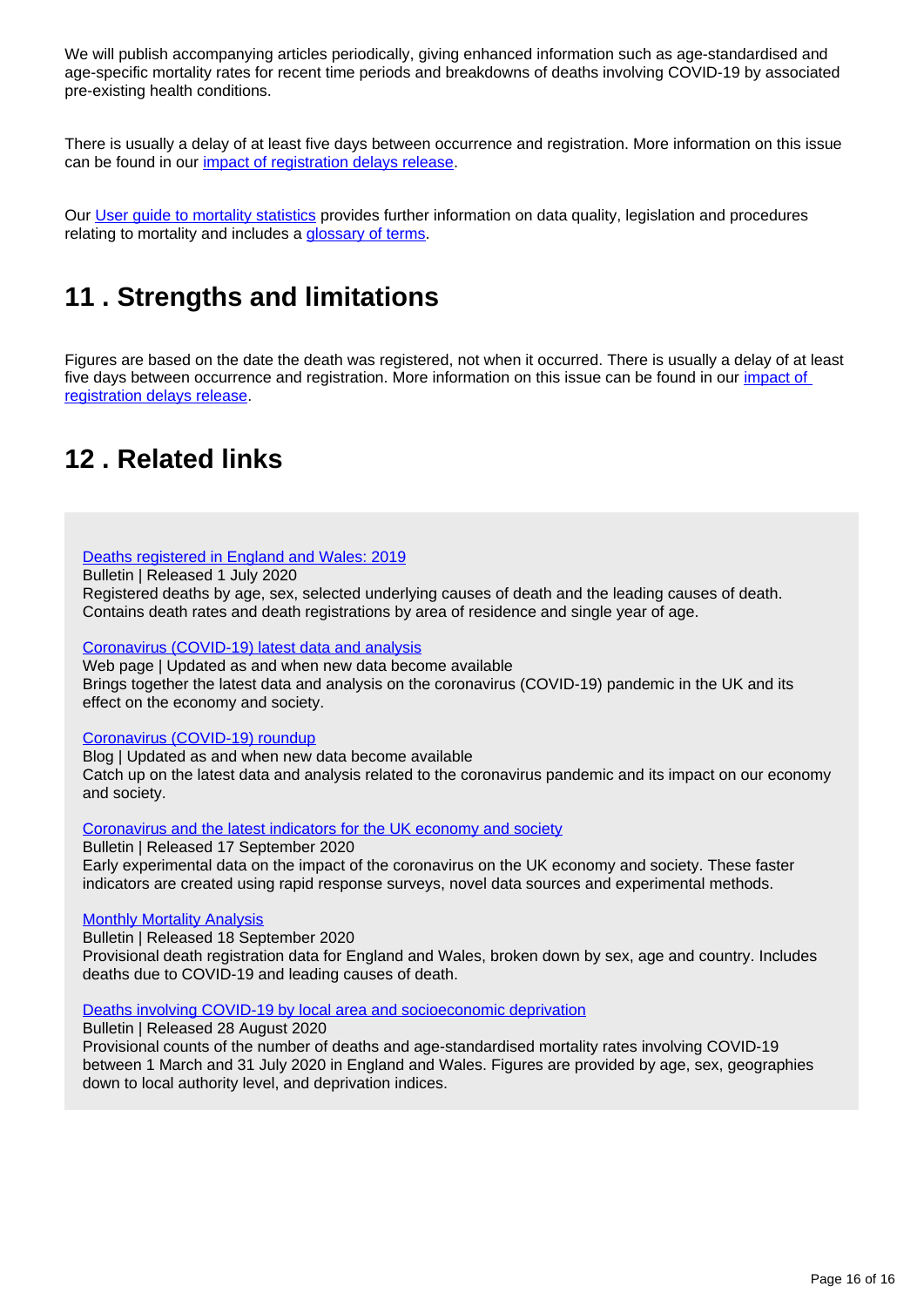We will publish accompanying articles periodically, giving enhanced information such as age-standardised and age-specific mortality rates for recent time periods and breakdowns of deaths involving COVID-19 by associated pre-existing health conditions.

There is usually a delay of at least five days between occurrence and registration. More information on this issue can be found in our impact of registration delays release.

Our User guide to mortality statistics provides further information on data quality, legislation and procedures relating to mortality and includes a glossary of terms.

## 11 . Strengths and limitations

Figures are based on the date the death was registered, not when it occurred. There is usually a delay of at least five days between occurrence and registration. More information on this issue can be found in our impact of registration delays release.

## 12 . Related links

Deaths registered in England and Wales: 2019
Bulletin | Released 1 July 2020
Registered deaths by age, sex, selected underlying causes of death and the leading causes of death. Contains death rates and death registrations by area of residence and single year of age.

Coronavirus (COVID-19) latest data and analysis
Web page | Updated as and when new data become available
Brings together the latest data and analysis on the coronavirus (COVID-19) pandemic in the UK and its effect on the economy and society.

Coronavirus (COVID-19) roundup
Blog | Updated as and when new data become available
Catch up on the latest data and analysis related to the coronavirus pandemic and its impact on our economy and society.

Coronavirus and the latest indicators for the UK economy and society
Bulletin | Released 17 September 2020
Early experimental data on the impact of the coronavirus on the UK economy and society. These faster indicators are created using rapid response surveys, novel data sources and experimental methods.

Monthly Mortality Analysis
Bulletin | Released 18 September 2020
Provisional death registration data for England and Wales, broken down by sex, age and country. Includes deaths due to COVID-19 and leading causes of death.

Deaths involving COVID-19 by local area and socioeconomic deprivation
Bulletin | Released 28 August 2020
Provisional counts of the number of deaths and age-standardised mortality rates involving COVID-19 between 1 March and 31 July 2020 in England and Wales. Figures are provided by age, sex, geographies down to local authority level, and deprivation indices.